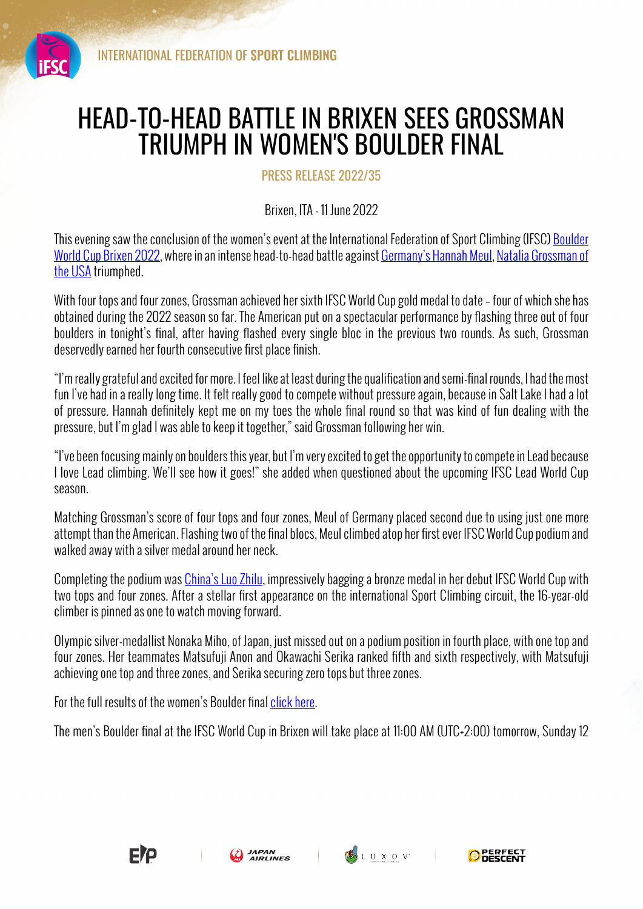INTERNATIONAL FEDERATION OF **SPORT CLIMBING**

# HEAD-TO-HEAD BATTLE IN BRIXEN SEES GROSSMAN TRIUMPH IN WOMEN'S BOULDER FINAL

PRESS RELEASE 2022/35

Brixen, ITA - 11 June 2022

This evening saw the conclusion of the women's event at the International Federation of Sport Climbing (IFSC) Boulder World Cup Brixen 2022, where in an intense head-to-head battle against Germany's Hannah Meul, Natalia Grossman of the USA triumphed.

With four tops and four zones, Grossman achieved her sixth IFSC World Cup gold medal to date - four of which she has obtained during the 2022 season so far. The American put on a spectacular performance by flashing three out of four boulders in tonight's final, after having flashed every single bloc in the previous two rounds. As such, Grossman deservedly earned her fourth consecutive first place finish.

"I'm really grateful and excited for more. I feel like at least during the qualification and semi-final rounds, I had the most fun I've had in a really long time. It felt really good to compete without pressure again, because in Salt Lake I had a lot of pressure. Hannah definitely kept me on my toes the whole final round so that was kind of fun dealing with the pressure, but I'm glad I was able to keep it together," said Grossman following her win.

"I've been focusing mainly on boulders this year, but I'm very excited to get the opportunity to compete in Lead because I love Lead climbing. We'll see how it goes!" she added when questioned about the upcoming IFSC Lead World Cup season.

Matching Grossman's score of four tops and four zones, Meul of Germany placed second due to using just one more attempt than the American. Flashing two of the final blocs, Meul climbed atop her first ever IFSC World Cup podium and walked away with a silver medal around her neck.

Completing the podium was China's Luo Zhilu, impressively bagging a bronze medal in her debut IFSC World Cup with two tops and four zones. After a stellar first appearance on the international Sport Climbing circuit, the 16-year-old climber is pinned as one to watch moving forward.

Olympic silver-medallist Nonaka Miho, of Japan, just missed out on a podium position in fourth place, with one top and four zones. Her teammates Matsufuji Anon and Okawachi Serika ranked fifth and sixth respectively, with Matsufuji achieving one top and three zones, and Serika securing zero tops but three zones.

For the full results of the women's Boulder final click here.

The men's Boulder final at the IFSC World Cup in Brixen will take place at 11:00 AM (UTC+2:00) tomorrow, Sunday 12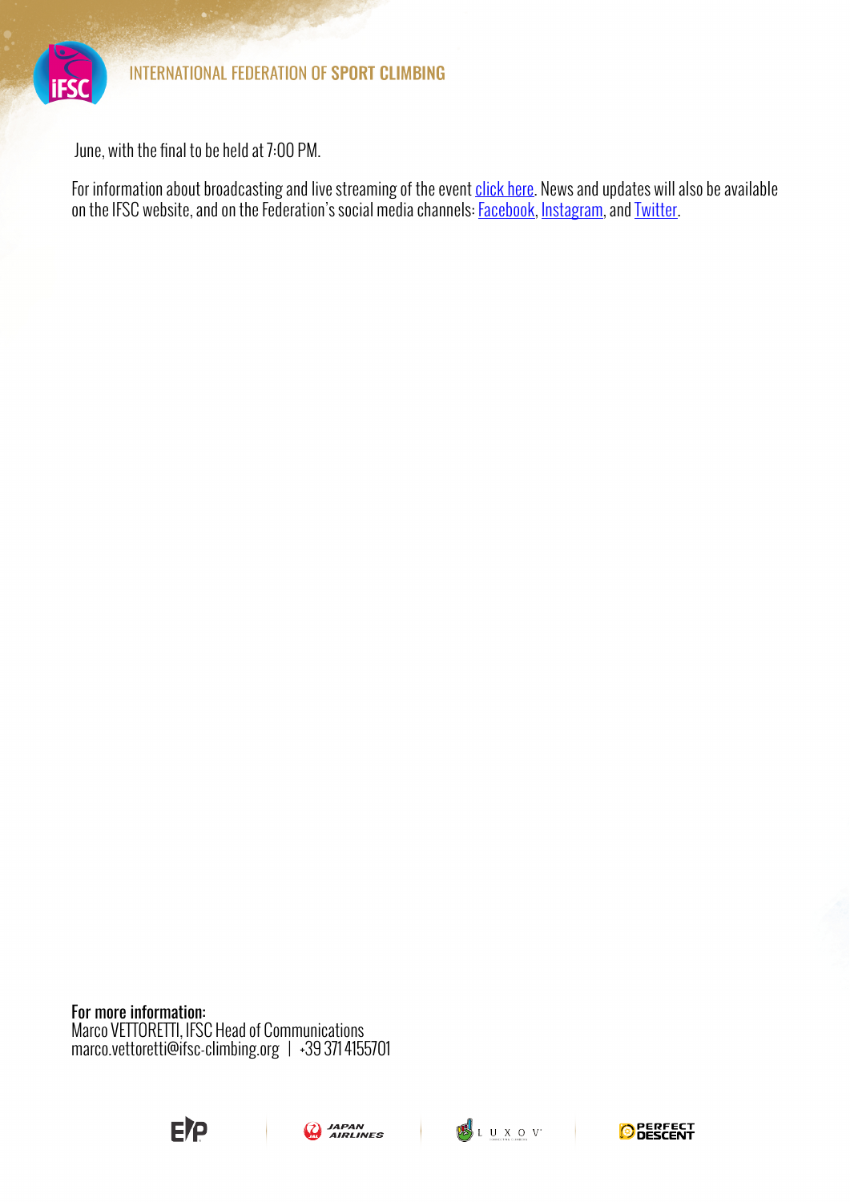June, with the final to be held at 7:00 PM.

For information about broadcasting and live streaming of the event click here. News and updates will also be available on the IFSC website, and on the Federation's social media channels: Facebook, Instagram, and Twitter.

**For more information:**
Marco VETTORETTI, IFSC Head of Communications
marco.vettoretti@ifsc-climbing.org | +39 371 4155701